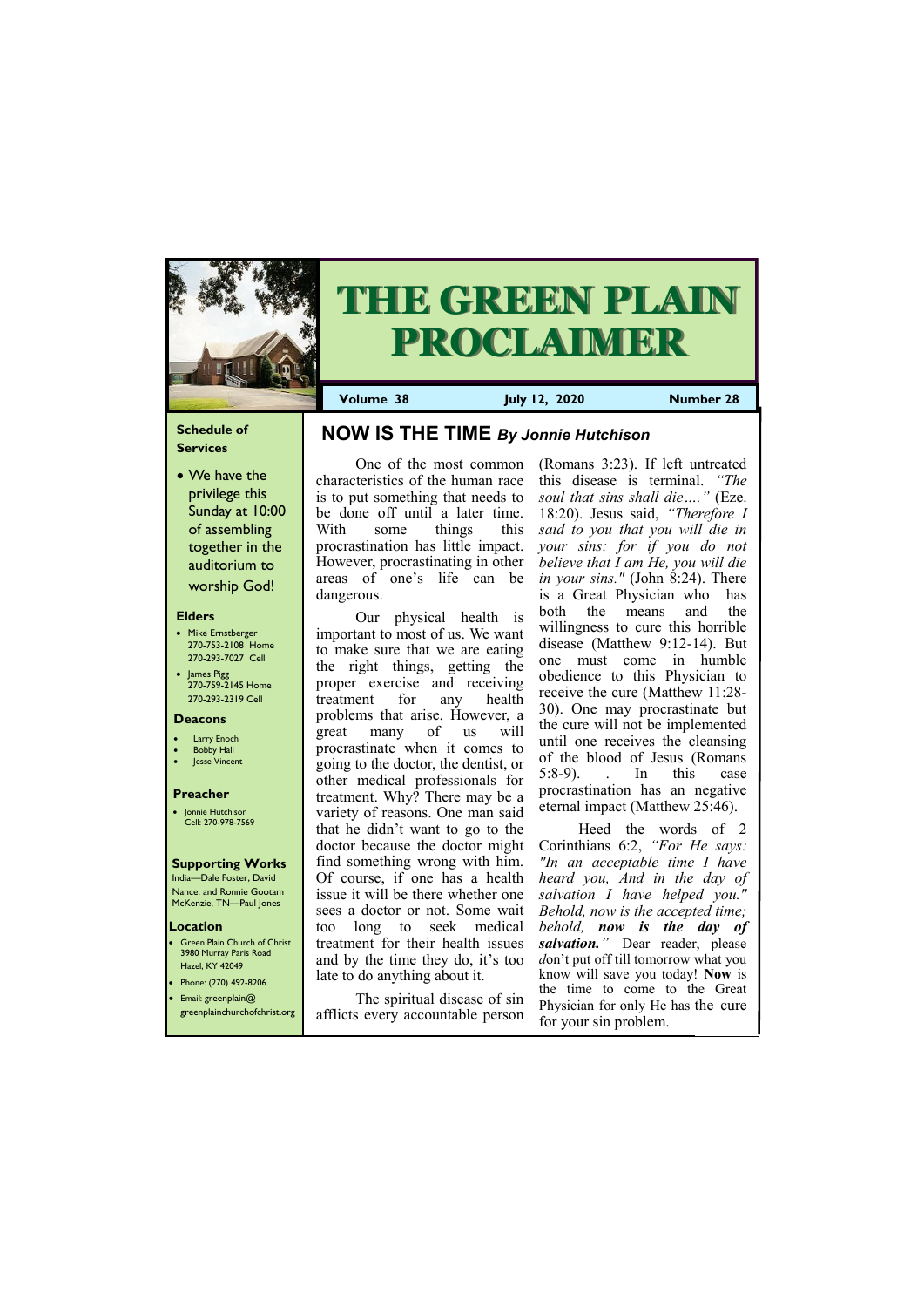# THE GREEN PLAIN PROCLAIMER

**Volume 38** | **July 12, 2020** | **Number 28**

## Schedule of Services

- We have the privilege this Sunday at 10:00 of assembling together in the auditorium to worship God!

### Elders

- Mike Ernstberger 270-753-2108 Home 270-293-7027 Cell
- James Pigg 270-759-2145 Home 270-293-2319 Cell

### Deacons

- Larry Enoch
- Bobby Hall
- Jesse Vincent

### Preacher

- Jonnie Hutchison Cell: 270-978-7569

### Supporting Works

India—Dale Foster, David Nance. and Ronnie Gootam McKenzie, TN—Paul Jones

### Location

- Green Plain Church of Christ 3980 Murray Paris Road Hazel, KY 42049
- Phone: (270) 492-8206
- Email: greenplain@greenplainchurchofchrist.org

## NOW IS THE TIME *By Jonnie Hutchison*

One of the most common characteristics of the human race is to put something that needs to be done off until a later time. With some things this procrastination has little impact. However, procrastinating in other areas of one's life can be dangerous.

Our physical health is important to most of us. We want to make sure that we are eating the right things, getting the proper exercise and receiving treatment for any health problems that arise. However, a great many of us will procrastinate when it comes to going to the doctor, the dentist, or other medical professionals for treatment. Why? There may be a variety of reasons. One man said that he didn't want to go to the doctor because the doctor might find something wrong with him. Of course, if one has a health issue it will be there whether one sees a doctor or not. Some wait too long to seek medical treatment for their health issues and by the time they do, it's too late to do anything about it.

The spiritual disease of sin afflicts every accountable person (Romans 3:23). If left untreated this disease is terminal. *"The soul that sins shall die…."* (Eze. 18:20). Jesus said, *"Therefore I said to you that you will die in your sins; for if you do not believe that I am He, you will die in your sins."* (John 8:24). There is a Great Physician who has both the means and the willingness to cure this horrible disease (Matthew 9:12-14). But one must come in humble obedience to this Physician to receive the cure (Matthew 11:28-30). One may procrastinate but the cure will not be implemented until one receives the cleansing of the blood of Jesus (Romans 5:8-9). . In this case procrastination has an negative eternal impact (Matthew 25:46).

Heed the words of 2 Corinthians 6:2, *"For He says: "In an acceptable time I have heard you, And in the day of salvation I have helped you." Behold, now is the accepted time; behold,* ***now is the day of salvation.****"* Dear reader, please don't put off till tomorrow what you know will save you today! **Now** is the time to come to the Great Physician for only He has the cure for your sin problem.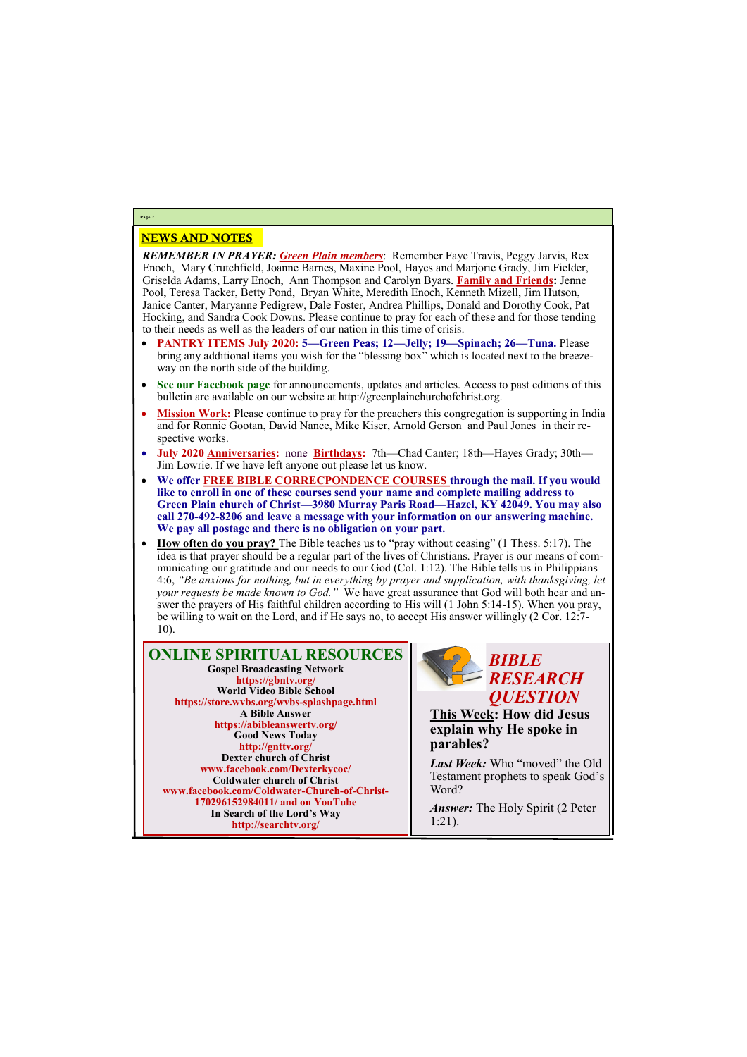## NEWS AND NOTES

***REMEMBER IN PRAYER:*** ***Green Plain members***: Remember Faye Travis, Peggy Jarvis, Rex Enoch, Mary Crutchfield, Joanne Barnes, Maxine Pool, Hayes and Marjorie Grady, Jim Fielder, Griselda Adams, Larry Enoch, Ann Thompson and Carolyn Byars. **Family and Friends:** Jenne Pool, Teresa Tacker, Betty Pond, Bryan White, Meredith Enoch, Kenneth Mizell, Jim Hutson, Janice Canter, Maryanne Pedigrew, Dale Foster, Andrea Phillips, Donald and Dorothy Cook, Pat Hocking, and Sandra Cook Downs. Please continue to pray for each of these and for those tending to their needs as well as the leaders of our nation in this time of crisis.

- **PANTRY ITEMS July 2020: 5—Green Peas; 12—Jelly; 19—Spinach; 26—Tuna.** Please bring any additional items you wish for the "blessing box" which is located next to the breezeway on the north side of the building.
- **See our Facebook page** for announcements, updates and articles. Access to past editions of this bulletin are available on our website at http://greenplainchurchofchrist.org.
- **Mission Work:** Please continue to pray for the preachers this congregation is supporting in India and for Ronnie Gootan, David Nance, Mike Kiser, Arnold Gerson and Paul Jones in their respective works.
- **July 2020 Anniversaries:** none **Birthdays:** 7th—Chad Canter; 18th—Hayes Grady; 30th—Jim Lowrie. If we have left anyone out please let us know.
- **We offer FREE BIBLE CORRECPONDENCE COURSES through the mail. If you would like to enroll in one of these courses send your name and complete mailing address to Green Plain church of Christ—3980 Murray Paris Road—Hazel, KY 42049. You may also call 270-492-8206 and leave a message with your information on our answering machine. We pay all postage and there is no obligation on your part.**
- **How often do you pray?** The Bible teaches us to "pray without ceasing" (1 Thess. 5:17). The idea is that prayer should be a regular part of the lives of Christians. Prayer is our means of communicating our gratitude and our needs to our God (Col. 1:12). The Bible tells us in Philippians 4:6, *"Be anxious for nothing, but in everything by prayer and supplication, with thanksgiving, let your requests be made known to God."* We have great assurance that God will both hear and answer the prayers of His faithful children according to His will (1 John 5:14-15). When you pray, be willing to wait on the Lord, and if He says no, to accept His answer willingly (2 Cor. 12:7-10).

## ONLINE SPIRITUAL RESOURCES

**Gospel Broadcasting Network**
https://gbntv.org/
**World Video Bible School**
https://store.wvbs.org/wvbs-splashpage.html
**A Bible Answer**
https://abibleanswertv.org/
**Good News Today**
http://gnttv.org/
**Dexter church of Christ**
www.facebook.com/Dexterkycoc/
**Coldwater church of Christ**
www.facebook.com/Coldwater-Church-of-Christ-170296152984011/ and on YouTube
**In Search of the Lord's Way**
http://searchtv.org/

## *BIBLE RESEARCH QUESTION*

**This Week: How did Jesus explain why He spoke in parables?**

***Last Week:*** Who "moved" the Old Testament prophets to speak God's Word?

***Answer:*** The Holy Spirit (2 Peter 1:21).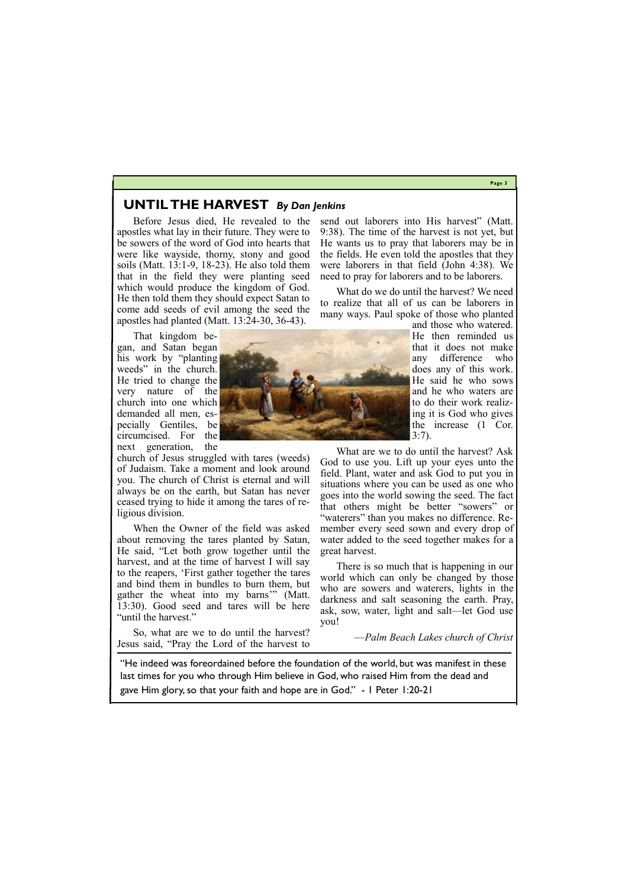## UNTIL THE HARVEST *By Dan Jenkins*

Before Jesus died, He revealed to the apostles what lay in their future. They were to be sowers of the word of God into hearts that were like wayside, thorny, stony and good soils (Matt. 13:1-9, 18-23). He also told them that in the field they were planting seed which would produce the kingdom of God. He then told them they should expect Satan to come add seeds of evil among the seed the apostles had planted (Matt. 13:24-30, 36-43).

That kingdom began, and Satan began his work by "planting weeds" in the church. He tried to change the very nature of the church into one which demanded all men, especially Gentiles, be circumcised. For the next generation, the church of Jesus struggled with tares (weeds) of Judaism. Take a moment and look around you. The church of Christ is eternal and will always be on the earth, but Satan has never ceased trying to hide it among the tares of religious division.

When the Owner of the field was asked about removing the tares planted by Satan, He said, "Let both grow together until the harvest, and at the time of harvest I will say to the reapers, 'First gather together the tares and bind them in bundles to burn them, but gather the wheat into my barns'" (Matt. 13:30). Good seed and tares will be here "until the harvest."

So, what are we to do until the harvest? Jesus said, "Pray the Lord of the harvest to send out laborers into His harvest" (Matt. 9:38). The time of the harvest is not yet, but He wants us to pray that laborers may be in the fields. He even told the apostles that they were laborers in that field (John 4:38). We need to pray for laborers and to be laborers.

What do we do until the harvest? We need to realize that all of us can be laborers in many ways. Paul spoke of those who planted and those who watered. He then reminded us that it does not make any difference who does any of this work. He said he who sows and he who waters are to do their work realizing it is God who gives the increase (1 Cor. 3:7).

What are we to do until the harvest? Ask God to use you. Lift up your eyes unto the field. Plant, water and ask God to put you in situations where you can be used as one who goes into the world sowing the seed. The fact that others might be better "sowers" or "waterers" than you makes no difference. Remember every seed sown and every drop of water added to the seed together makes for a great harvest.

There is so much that is happening in our world which can only be changed by those who are sowers and waterers, lights in the darkness and salt seasoning the earth. Pray, ask, sow, water, light and salt—let God use you!

*—Palm Beach Lakes church of Christ*

"He indeed was foreordained before the foundation of the world, but was manifest in these last times for you who through Him believe in God, who raised Him from the dead and gave Him glory, so that your faith and hope are in God." - 1 Peter 1:20-21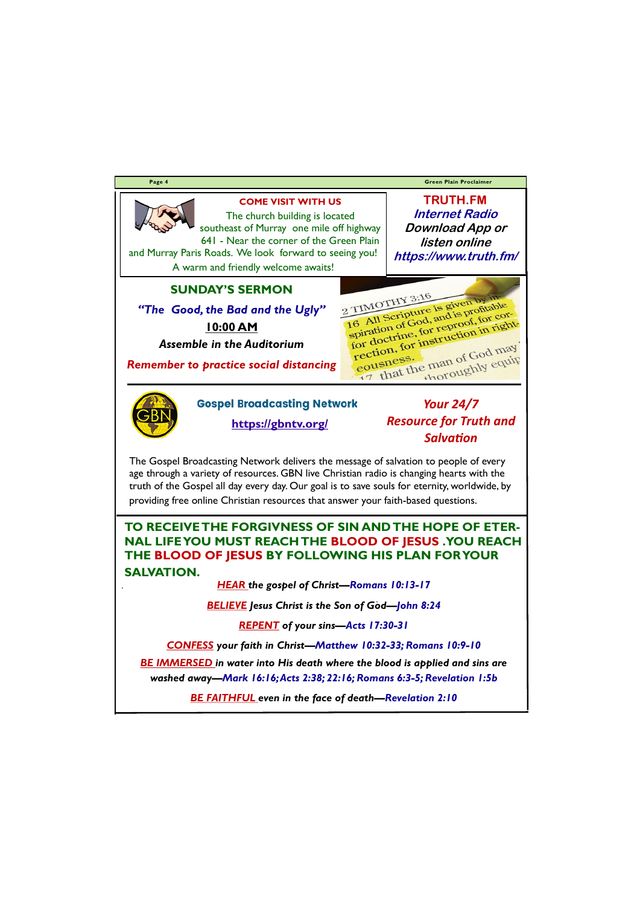## COME VISIT WITH US

The church building is located southeast of Murray one mile off highway 641 - Near the corner of the Green Plain and Murray Paris Roads. We look forward to seeing you! A warm and friendly welcome awaits!

## TRUTH.FM

*Internet Radio*
*Download App or listen online*
*https://www.truth.fm/*

## SUNDAY'S SERMON

*"The Good, the Bad and the Ugly"*

**10:00 AM**

*Assemble in the Auditorium*

*Remember to practice social distancing*

2 TIMOTHY 3:16

16 All Scripture is given by inspiration of God, and is profitable for doctrine, for reproof, for correction, for instruction in righteousness.

17 that the man of God may thoroughly equip

## Gospel Broadcasting Network

https://gbntv.org/

*Your 24/7 Resource for Truth and Salvation*

The Gospel Broadcasting Network delivers the message of salvation to people of every age through a variety of resources. GBN live Christian radio is changing hearts with the truth of the Gospel all day every day. Our goal is to save souls for eternity, worldwide, by providing free online Christian resources that answer your faith-based questions.

## TO RECEIVE THE FORGIVNESS OF SIN AND THE HOPE OF ETERNAL LIFE YOU MUST REACH THE BLOOD OF JESUS .YOU REACH THE BLOOD OF JESUS BY FOLLOWING HIS PLAN FOR YOUR SALVATION.

***HEAR*** ***the gospel of Christ—Romans 10:13-17***

***BELIEVE*** ***Jesus Christ is the Son of God—John 8:24***

***REPENT*** ***of your sins—Acts 17:30-31***

***CONFESS*** ***your faith in Christ—Matthew 10:32-33; Romans 10:9-10***

***BE IMMERSED*** ***in water into His death where the blood is applied and sins are washed away—Mark 16:16; Acts 2:38; 22:16; Romans 6:3-5; Revelation 1:5b***

***BE FAITHFUL*** ***even in the face of death—Revelation 2:10***